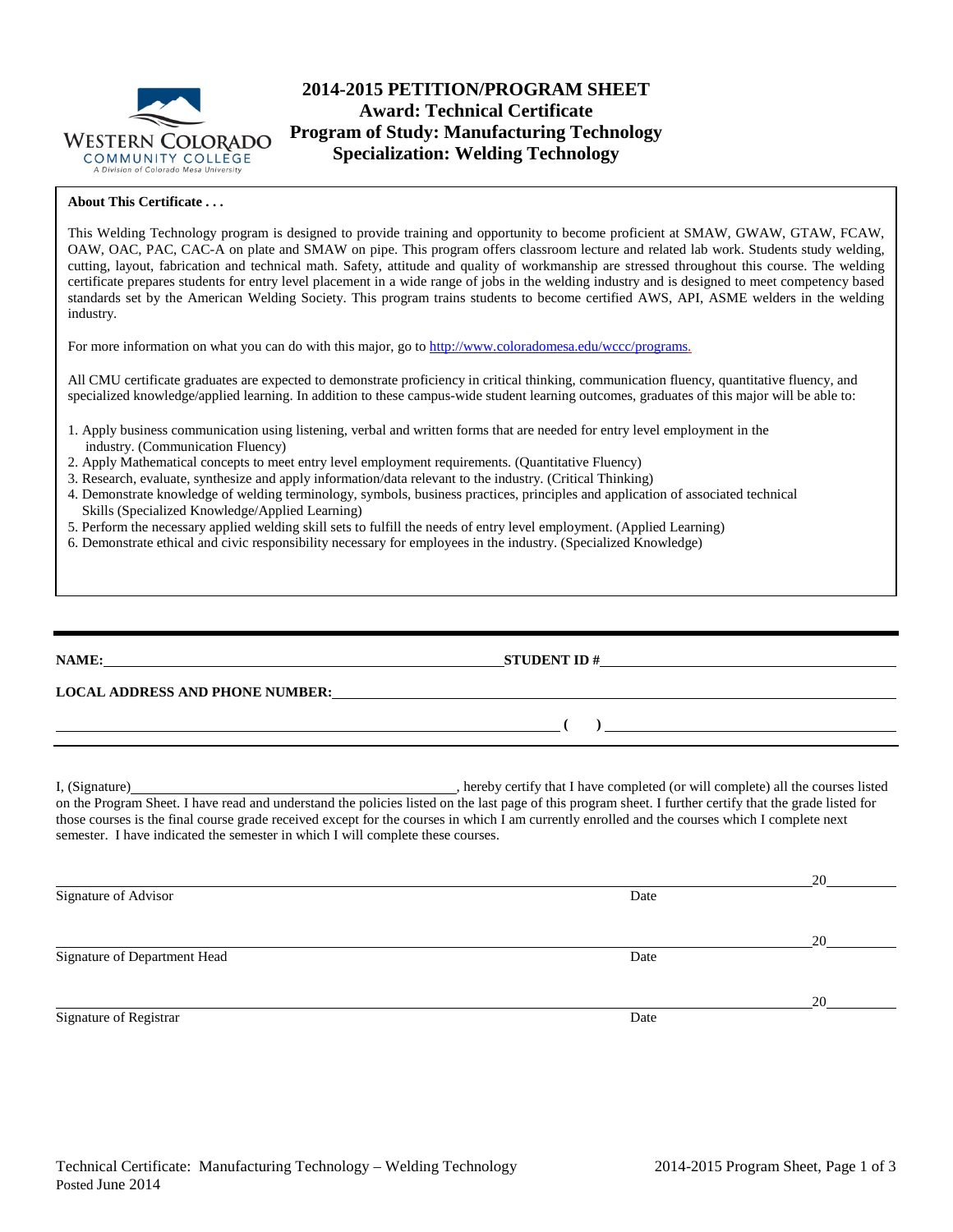# 2014-2015 PETITION/PROGRAM SHEET
## Award: Technical Certificate
## Program of Study: Manufacturing Technology
## Specialization: Welding Technology

**About This Certificate . . .**

This Welding Technology program is designed to provide training and opportunity to become proficient at SMAW, GWAW, GTAW, FCAW, OAW, OAC, PAC, CAC-A on plate and SMAW on pipe. This program offers classroom lecture and related lab work. Students study welding, cutting, layout, fabrication and technical math. Safety, attitude and quality of workmanship are stressed throughout this course. The welding certificate prepares students for entry level placement in a wide range of jobs in the welding industry and is designed to meet competency based standards set by the American Welding Society. This program trains students to become certified AWS, API, ASME welders in the welding industry.

For more information on what you can do with this major, go to http://www.coloradomesa.edu/wccc/programs.

All CMU certificate graduates are expected to demonstrate proficiency in critical thinking, communication fluency, quantitative fluency, and specialized knowledge/applied learning. In addition to these campus-wide student learning outcomes, graduates of this major will be able to:

1. Apply business communication using listening, verbal and written forms that are needed for entry level employment in the industry. (Communication Fluency)
2. Apply Mathematical concepts to meet entry level employment requirements. (Quantitative Fluency)
3. Research, evaluate, synthesize and apply information/data relevant to the industry. (Critical Thinking)
4. Demonstrate knowledge of welding terminology, symbols, business practices, principles and application of associated technical Skills (Specialized Knowledge/Applied Learning)
5. Perform the necessary applied welding skill sets to fulfill the needs of entry level employment. (Applied Learning)
6. Demonstrate ethical and civic responsibility necessary for employees in the industry. (Specialized Knowledge)

---

**NAME:** ______________________________ **STUDENT ID #** ______________________________

**LOCAL ADDRESS AND PHONE NUMBER:** ______________________________

______________________________ **( )** ______________________________

---

I, (Signature) ______________________________, hereby certify that I have completed (or will complete) all the courses listed on the Program Sheet. I have read and understand the policies listed on the last page of this program sheet. I further certify that the grade listed for those courses is the final course grade received except for the courses in which I am currently enrolled and the courses which I complete next semester. I have indicated the semester in which I will complete these courses.

______________________________ 20______
Signature of Advisor Date

______________________________ 20______
Signature of Department Head Date

______________________________ 20______
Signature of Registrar Date

Posted June 2014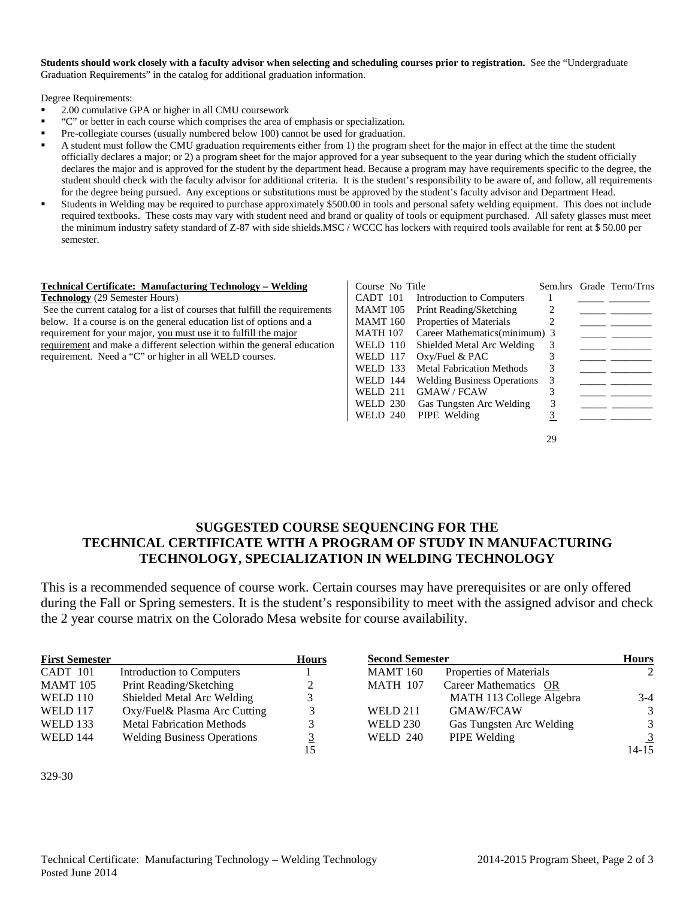**Students should work closely with a faculty advisor when selecting and scheduling courses prior to registration.** See the "Undergraduate Graduation Requirements" in the catalog for additional graduation information.

Degree Requirements:

- 2.00 cumulative GPA or higher in all CMU coursework
- "C" or better in each course which comprises the area of emphasis or specialization.
- Pre-collegiate courses (usually numbered below 100) cannot be used for graduation.
- A student must follow the CMU graduation requirements either from 1) the program sheet for the major in effect at the time the student officially declares a major; or 2) a program sheet for the major approved for a year subsequent to the year during which the student officially declares the major and is approved for the student by the department head. Because a program may have requirements specific to the degree, the student should check with the faculty advisor for additional criteria. It is the student's responsibility to be aware of, and follow, all requirements for the degree being pursued. Any exceptions or substitutions must be approved by the student's faculty advisor and Department Head.
- Students in Welding may be required to purchase approximately $500.00 in tools and personal safety welding equipment. This does not include required textbooks. These costs may vary with student need and brand or quality of tools or equipment purchased. All safety glasses must meet the minimum industry safety standard of Z-87 with side shields.MSC / WCCC has lockers with required tools available for rent at $ 50.00 per semester.

**Technical Certificate: Manufacturing Technology – Welding Technology** (29 Semester Hours)

See the current catalog for a list of courses that fulfill the requirements below. If a course is on the general education list of options and a requirement for your major, you must use it to fulfill the major requirement and make a different selection within the general education requirement. Need a "C" or higher in all WELD courses.

| Course No | Title | Sem.hrs | Grade | Term/Trns |
|---|---|---|---|---|
| CADT 101 | Introduction to Computers | 1 | _____ | ________ |
| MAMT 105 | Print Reading/Sketching | 2 | _____ | ________ |
| MAMT 160 | Properties of Materials | 2 | _____ | ________ |
| MATH 107 | Career Mathematics(minimum) | 3 | _____ | ________ |
| WELD 110 | Shielded Metal Arc Welding | 3 | _____ | ________ |
| WELD 117 | Oxy/Fuel & PAC | 3 | _____ | ________ |
| WELD 133 | Metal Fabrication Methods | 3 | _____ | ________ |
| WELD 144 | Welding Business Operations | 3 | _____ | ________ |
| WELD 211 | GMAW / FCAW | 3 | _____ | ________ |
| WELD 230 | Gas Tungsten Arc Welding | 3 | _____ | ________ |
| WELD 240 | PIPE Welding | 3 | _____ | ________ |
| | | 29 | | |

## SUGGESTED COURSE SEQUENCING FOR THE TECHNICAL CERTIFICATE WITH A PROGRAM OF STUDY IN MANUFACTURING TECHNOLOGY, SPECIALIZATION IN WELDING TECHNOLOGY

This is a recommended sequence of course work. Certain courses may have prerequisites or are only offered during the Fall or Spring semesters. It is the student's responsibility to meet with the assigned advisor and check the 2 year course matrix on the Colorado Mesa website for course availability.

| First Semester | | Hours |
|---|---|---|
| CADT 101 | Introduction to Computers | 1 |
| MAMT 105 | Print Reading/Sketching | 2 |
| WELD 110 | Shielded Metal Arc Welding | 3 |
| WELD 117 | Oxy/Fuel& Plasma Arc Cutting | 3 |
| WELD 133 | Metal Fabrication Methods | 3 |
| WELD 144 | Welding Business Operations | 3 |
| | | 15 |

| Second Semester | | Hours |
|---|---|---|
| MAMT 160 | Properties of Materials | 2 |
| MATH 107 | Career Mathematics OR MATH 113 College Algebra | 3-4 |
| WELD 211 | GMAW/FCAW | 3 |
| WELD 230 | Gas Tungsten Arc Welding | 3 |
| WELD 240 | PIPE Welding | 3 |
| | | 14-15 |

329-30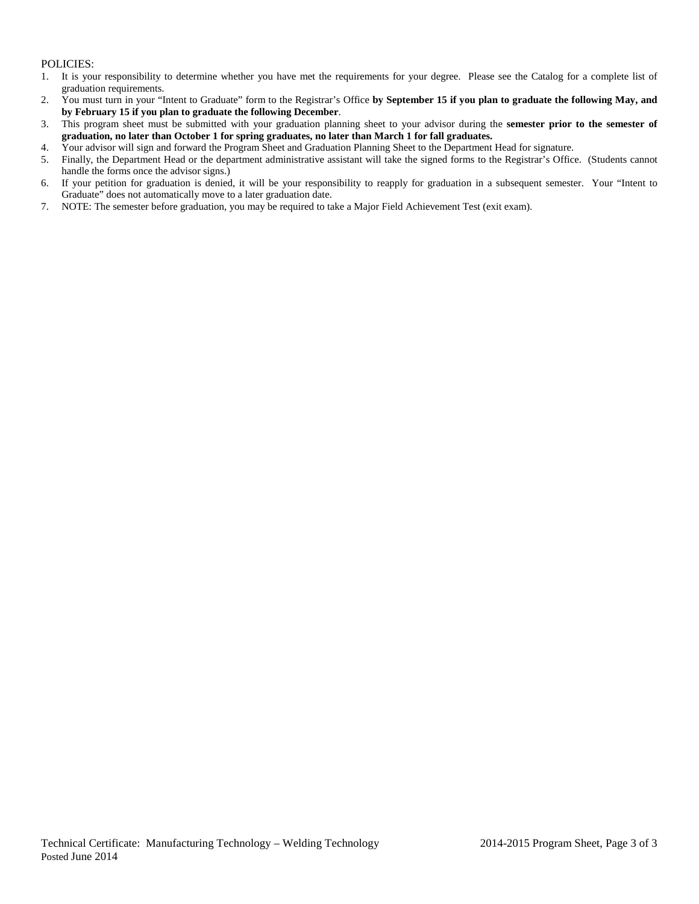POLICIES:

1. It is your responsibility to determine whether you have met the requirements for your degree. Please see the Catalog for a complete list of graduation requirements.
2. You must turn in your "Intent to Graduate" form to the Registrar's Office **by September 15 if you plan to graduate the following May, and by February 15 if you plan to graduate the following December**.
3. This program sheet must be submitted with your graduation planning sheet to your advisor during the **semester prior to the semester of graduation, no later than October 1 for spring graduates, no later than March 1 for fall graduates.**
4. Your advisor will sign and forward the Program Sheet and Graduation Planning Sheet to the Department Head for signature.
5. Finally, the Department Head or the department administrative assistant will take the signed forms to the Registrar's Office. (Students cannot handle the forms once the advisor signs.)
6. If your petition for graduation is denied, it will be your responsibility to reapply for graduation in a subsequent semester. Your "Intent to Graduate" does not automatically move to a later graduation date.
7. NOTE: The semester before graduation, you may be required to take a Major Field Achievement Test (exit exam).